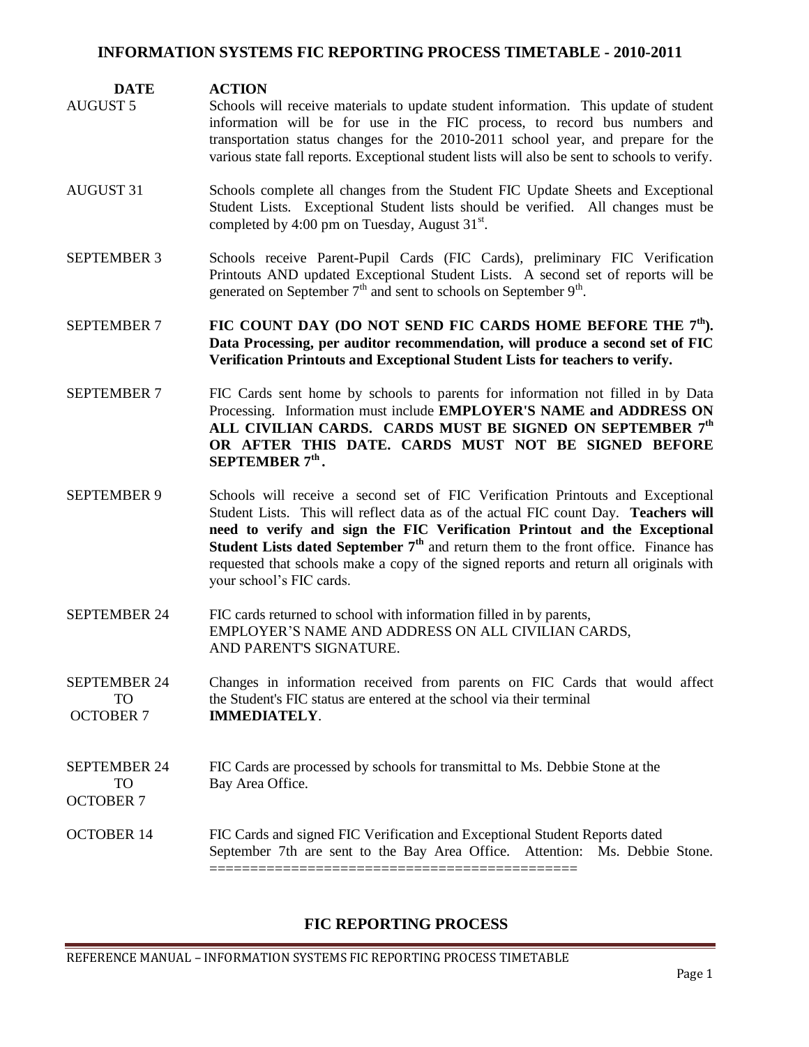# INFORMATION SYSTEMS FIC REPORTING PROCESS TIMETABLE - 2010-2011

| DATE | ACTION |
| --- | --- |
| AUGUST 5 | Schools will receive materials to update student information. This update of student information will be for use in the FIC process, to record bus numbers and transportation status changes for the 2010-2011 school year, and prepare for the various state fall reports. Exceptional student lists will also be sent to schools to verify. |
| AUGUST 31 | Schools complete all changes from the Student FIC Update Sheets and Exceptional Student Lists. Exceptional Student lists should be verified. All changes must be completed by 4:00 pm on Tuesday, August 31st. |
| SEPTEMBER 3 | Schools receive Parent-Pupil Cards (FIC Cards), preliminary FIC Verification Printouts AND updated Exceptional Student Lists. A second set of reports will be generated on September 7th and sent to schools on September 9th. |
| SEPTEMBER 7 | **FIC COUNT DAY (DO NOT SEND FIC CARDS HOME BEFORE THE 7th). Data Processing, per auditor recommendation, will produce a second set of FIC Verification Printouts and Exceptional Student Lists for teachers to verify.** |
| SEPTEMBER 7 | FIC Cards sent home by schools to parents for information not filled in by Data Processing. Information must include **EMPLOYER'S NAME and ADDRESS ON ALL CIVILIAN CARDS. CARDS MUST BE SIGNED ON SEPTEMBER 7th OR AFTER THIS DATE. CARDS MUST NOT BE SIGNED BEFORE SEPTEMBER 7th.** |
| SEPTEMBER 9 | Schools will receive a second set of FIC Verification Printouts and Exceptional Student Lists. This will reflect data as of the actual FIC count Day. **Teachers will need to verify and sign the FIC Verification Printout and the Exceptional Student Lists dated September 7th** and return them to the front office. Finance has requested that schools make a copy of the signed reports and return all originals with your school's FIC cards. |
| SEPTEMBER 24 | FIC cards returned to school with information filled in by parents, EMPLOYER'S NAME AND ADDRESS ON ALL CIVILIAN CARDS, AND PARENT'S SIGNATURE. |
| SEPTEMBER 24 TO OCTOBER 7 | Changes in information received from parents on FIC Cards that would affect the Student's FIC status are entered at the school via their terminal **IMMEDIATELY**. |
| SEPTEMBER 24 TO OCTOBER 7 | FIC Cards are processed by schools for transmittal to Ms. Debbie Stone at the Bay Area Office. |
| OCTOBER 14 | FIC Cards and signed FIC Verification and Exceptional Student Reports dated September 7th are sent to the Bay Area Office. Attention: Ms. Debbie Stone. |

============================================

## FIC REPORTING PROCESS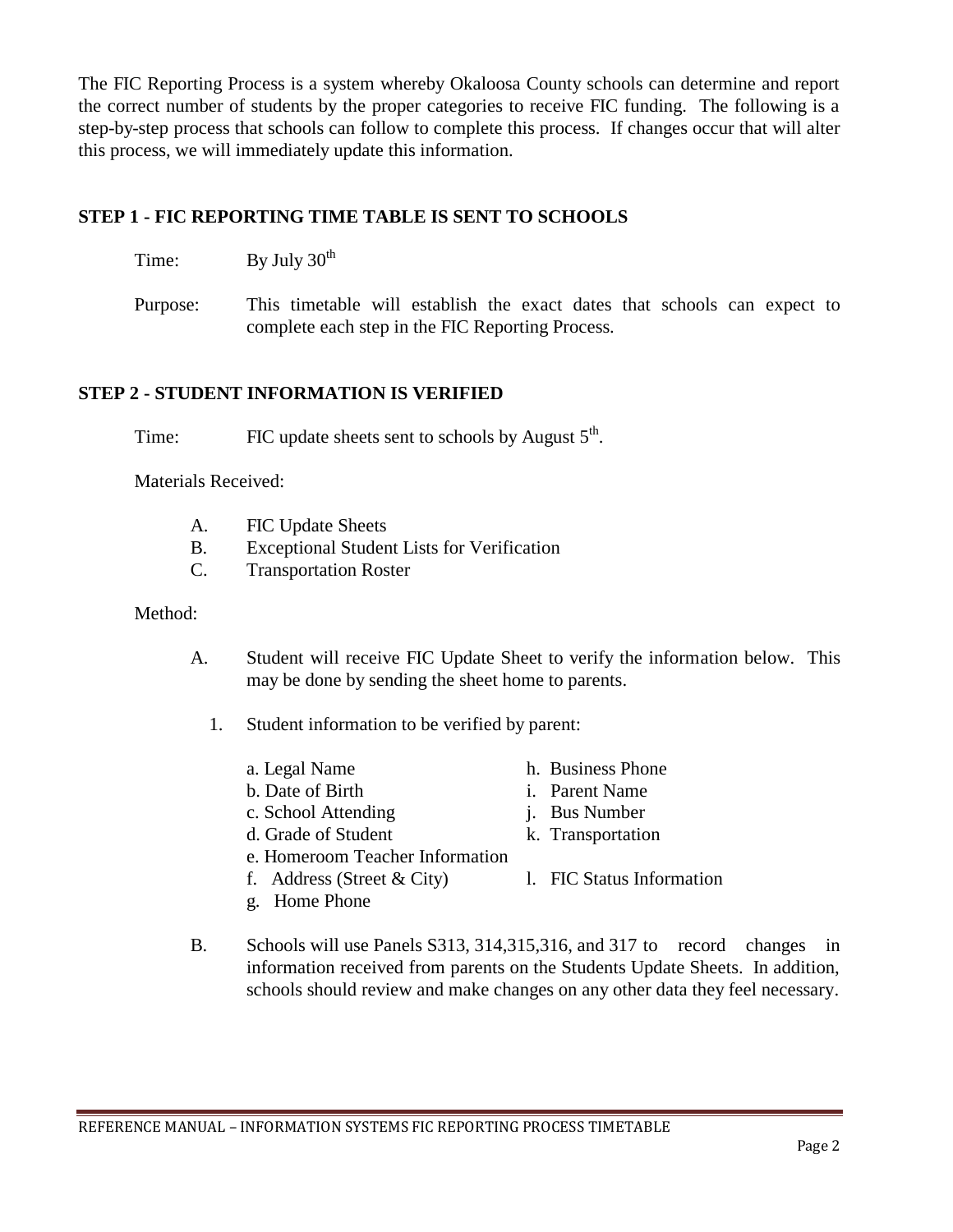The FIC Reporting Process is a system whereby Okaloosa County schools can determine and report the correct number of students by the proper categories to receive FIC funding. The following is a step-by-step process that schools can follow to complete this process. If changes occur that will alter this process, we will immediately update this information.

## STEP 1 - FIC REPORTING TIME TABLE IS SENT TO SCHOOLS

Time: By July 30th

Purpose: This timetable will establish the exact dates that schools can expect to complete each step in the FIC Reporting Process.

## STEP 2 - STUDENT INFORMATION IS VERIFIED

Time: FIC update sheets sent to schools by August 5th.

Materials Received:

- A. FIC Update Sheets
- B. Exceptional Student Lists for Verification
- C. Transportation Roster

Method:

A. Student will receive FIC Update Sheet to verify the information below. This may be done by sending the sheet home to parents.

1. Student information to be verified by parent:

   - a. Legal Name
   - b. Date of Birth
   - c. School Attending
   - d. Grade of Student
   - e. Homeroom Teacher Information
   - f. Address (Street & City)
   - g. Home Phone
   - h. Business Phone
   - i. Parent Name
   - j. Bus Number
   - k. Transportation
   - l. FIC Status Information

B. Schools will use Panels S313, 314,315,316, and 317 to record changes in information received from parents on the Students Update Sheets. In addition, schools should review and make changes on any other data they feel necessary.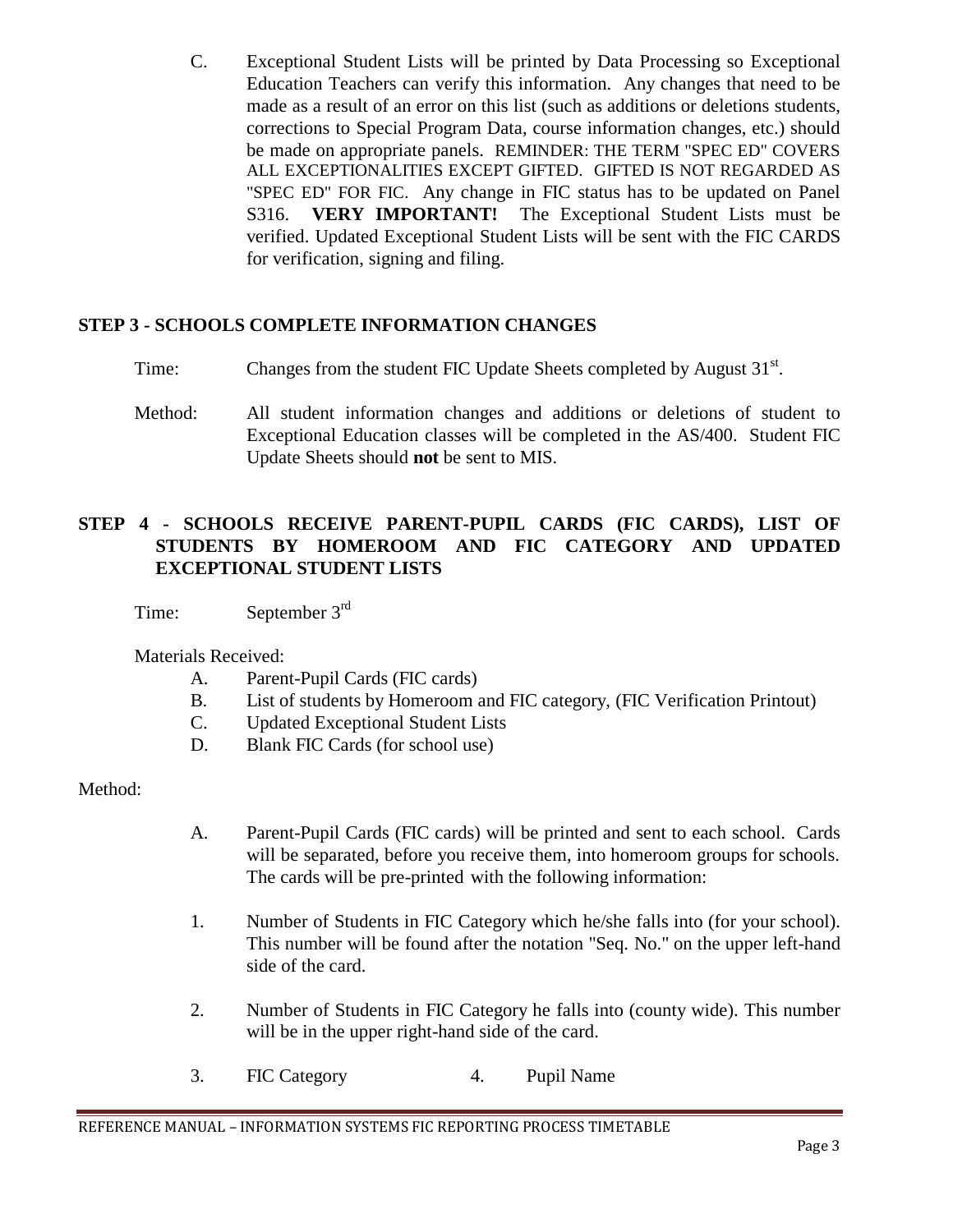C. Exceptional Student Lists will be printed by Data Processing so Exceptional Education Teachers can verify this information. Any changes that need to be made as a result of an error on this list (such as additions or deletions students, corrections to Special Program Data, course information changes, etc.) should be made on appropriate panels. REMINDER: THE TERM "SPEC ED" COVERS ALL EXCEPTIONALITIES EXCEPT GIFTED. GIFTED IS NOT REGARDED AS "SPEC ED" FOR FIC. Any change in FIC status has to be updated on Panel S316. **VERY IMPORTANT!** The Exceptional Student Lists must be verified. Updated Exceptional Student Lists will be sent with the FIC CARDS for verification, signing and filing.

**STEP 3 - SCHOOLS COMPLETE INFORMATION CHANGES**

Time: Changes from the student FIC Update Sheets completed by August 31st.

Method: All student information changes and additions or deletions of student to Exceptional Education classes will be completed in the AS/400. Student FIC Update Sheets should **not** be sent to MIS.

**STEP 4 - SCHOOLS RECEIVE PARENT-PUPIL CARDS (FIC CARDS), LIST OF STUDENTS BY HOMEROOM AND FIC CATEGORY AND UPDATED EXCEPTIONAL STUDENT LISTS**

Time: September 3rd

Materials Received:

A. Parent-Pupil Cards (FIC cards)
B. List of students by Homeroom and FIC category, (FIC Verification Printout)
C. Updated Exceptional Student Lists
D. Blank FIC Cards (for school use)

Method:

A. Parent-Pupil Cards (FIC cards) will be printed and sent to each school. Cards will be separated, before you receive them, into homeroom groups for schools. The cards will be pre-printed with the following information:

1. Number of Students in FIC Category which he/she falls into (for your school). This number will be found after the notation "Seq. No." on the upper left-hand side of the card.

2. Number of Students in FIC Category he falls into (county wide). This number will be in the upper right-hand side of the card.

3. FIC Category
4. Pupil Name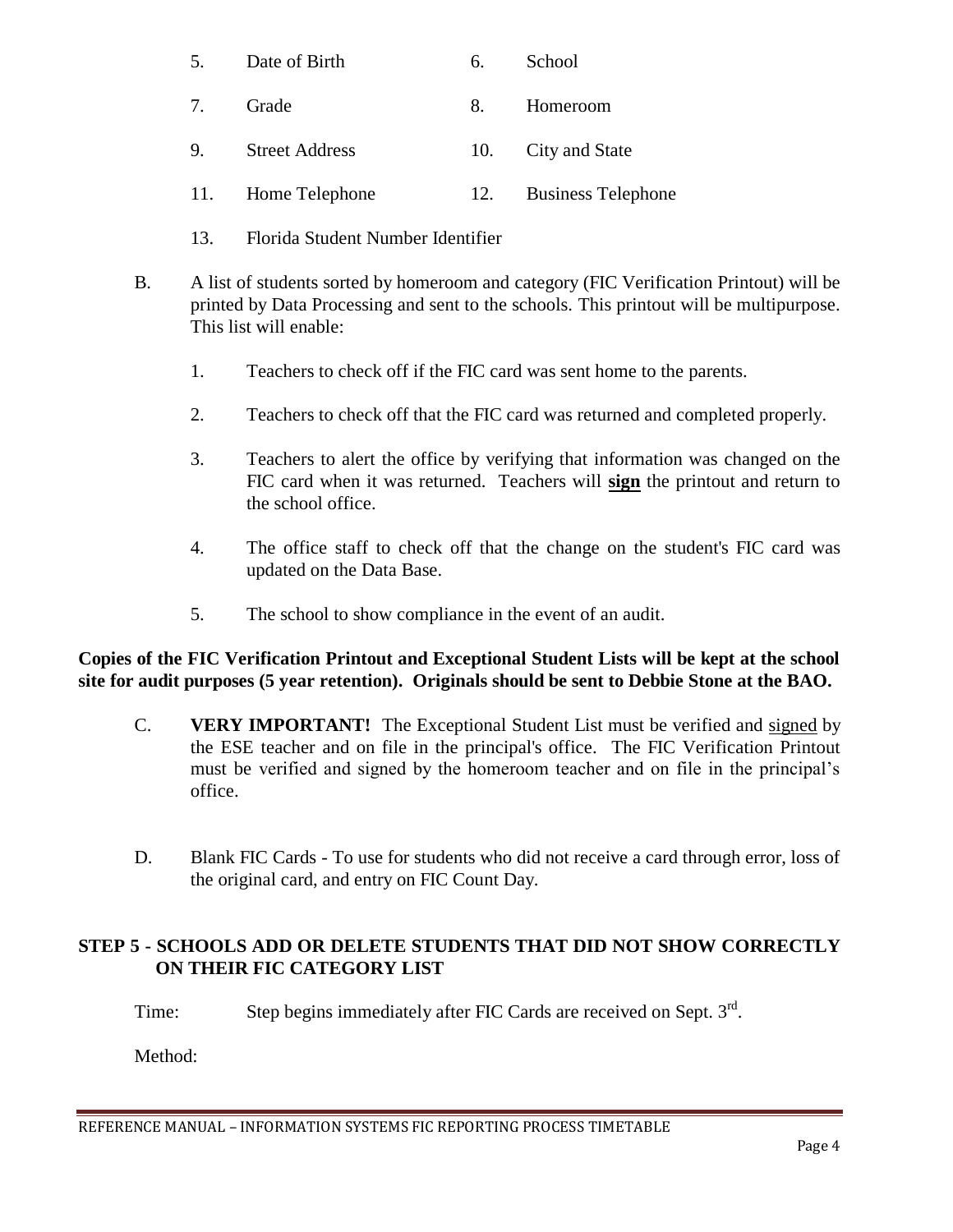5. Date of Birth
6. School
7. Grade
8. Homeroom
9. Street Address
10. City and State
11. Home Telephone
12. Business Telephone
13. Florida Student Number Identifier

B. A list of students sorted by homeroom and category (FIC Verification Printout) will be printed by Data Processing and sent to the schools. This printout will be multipurpose. This list will enable:

1. Teachers to check off if the FIC card was sent home to the parents.
2. Teachers to check off that the FIC card was returned and completed properly.
3. Teachers to alert the office by verifying that information was changed on the FIC card when it was returned. Teachers will **sign** the printout and return to the school office.
4. The office staff to check off that the change on the student's FIC card was updated on the Data Base.
5. The school to show compliance in the event of an audit.

**Copies of the FIC Verification Printout and Exceptional Student Lists will be kept at the school site for audit purposes (5 year retention). Originals should be sent to Debbie Stone at the BAO.**

C. **VERY IMPORTANT!** The Exceptional Student List must be verified and signed by the ESE teacher and on file in the principal's office. The FIC Verification Printout must be verified and signed by the homeroom teacher and on file in the principal's office.

D. Blank FIC Cards - To use for students who did not receive a card through error, loss of the original card, and entry on FIC Count Day.

## STEP 5 - SCHOOLS ADD OR DELETE STUDENTS THAT DID NOT SHOW CORRECTLY ON THEIR FIC CATEGORY LIST

Time: Step begins immediately after FIC Cards are received on Sept. 3rd.

Method: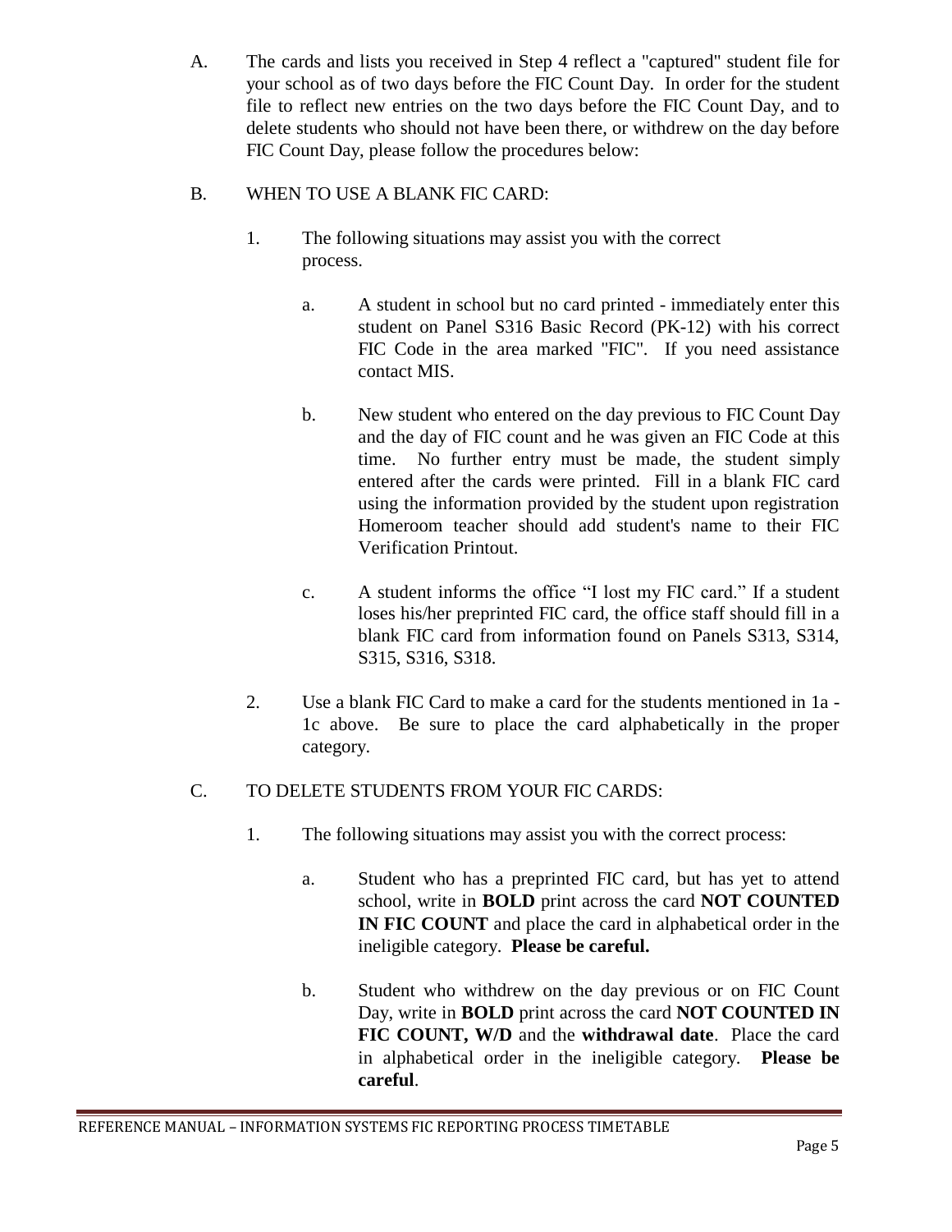A. The cards and lists you received in Step 4 reflect a "captured" student file for your school as of two days before the FIC Count Day. In order for the student file to reflect new entries on the two days before the FIC Count Day, and to delete students who should not have been there, or withdrew on the day before FIC Count Day, please follow the procedures below:

B. WHEN TO USE A BLANK FIC CARD:

1. The following situations may assist you with the correct process.

   a. A student in school but no card printed - immediately enter this student on Panel S316 Basic Record (PK-12) with his correct FIC Code in the area marked "FIC". If you need assistance contact MIS.

   b. New student who entered on the day previous to FIC Count Day and the day of FIC count and he was given an FIC Code at this time. No further entry must be made, the student simply entered after the cards were printed. Fill in a blank FIC card using the information provided by the student upon registration Homeroom teacher should add student's name to their FIC Verification Printout.

   c. A student informs the office “I lost my FIC card.” If a student loses his/her preprinted FIC card, the office staff should fill in a blank FIC card from information found on Panels S313, S314, S315, S316, S318.

2. Use a blank FIC Card to make a card for the students mentioned in 1a - 1c above. Be sure to place the card alphabetically in the proper category.

C. TO DELETE STUDENTS FROM YOUR FIC CARDS:

1. The following situations may assist you with the correct process:

   a. Student who has a preprinted FIC card, but has yet to attend school, write in **BOLD** print across the card **NOT COUNTED IN FIC COUNT** and place the card in alphabetical order in the ineligible category. **Please be careful.**

   b. Student who withdrew on the day previous or on FIC Count Day, write in **BOLD** print across the card **NOT COUNTED IN FIC COUNT, W/D** and the **withdrawal date**. Place the card in alphabetical order in the ineligible category. **Please be careful**.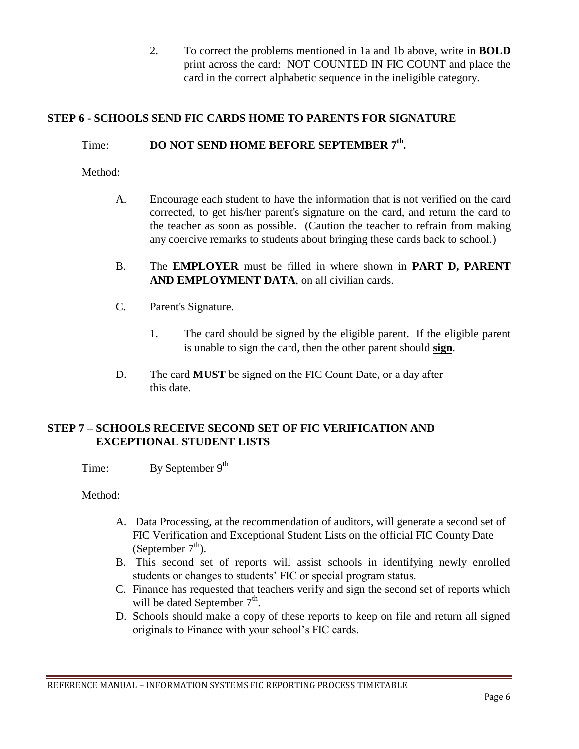2. To correct the problems mentioned in 1a and 1b above, write in **BOLD** print across the card: NOT COUNTED IN FIC COUNT and place the card in the correct alphabetic sequence in the ineligible category.

### STEP 6 - SCHOOLS SEND FIC CARDS HOME TO PARENTS FOR SIGNATURE

Time: **DO NOT SEND HOME BEFORE SEPTEMBER 7th.**

Method:

A. Encourage each student to have the information that is not verified on the card corrected, to get his/her parent's signature on the card, and return the card to the teacher as soon as possible. (Caution the teacher to refrain from making any coercive remarks to students about bringing these cards back to school.)

B. The **EMPLOYER** must be filled in where shown in **PART D, PARENT AND EMPLOYMENT DATA**, on all civilian cards.

C. Parent's Signature.

   1. The card should be signed by the eligible parent. If the eligible parent is unable to sign the card, then the other parent should **sign**.

D. The card **MUST** be signed on the FIC Count Date, or a day after this date.

### STEP 7 – SCHOOLS RECEIVE SECOND SET OF FIC VERIFICATION AND EXCEPTIONAL STUDENT LISTS

Time: By September 9th

Method:

A. Data Processing, at the recommendation of auditors, will generate a second set of FIC Verification and Exceptional Student Lists on the official FIC County Date (September 7th).
B. This second set of reports will assist schools in identifying newly enrolled students or changes to students' FIC or special program status.
C. Finance has requested that teachers verify and sign the second set of reports which will be dated September 7th.
D. Schools should make a copy of these reports to keep on file and return all signed originals to Finance with your school's FIC cards.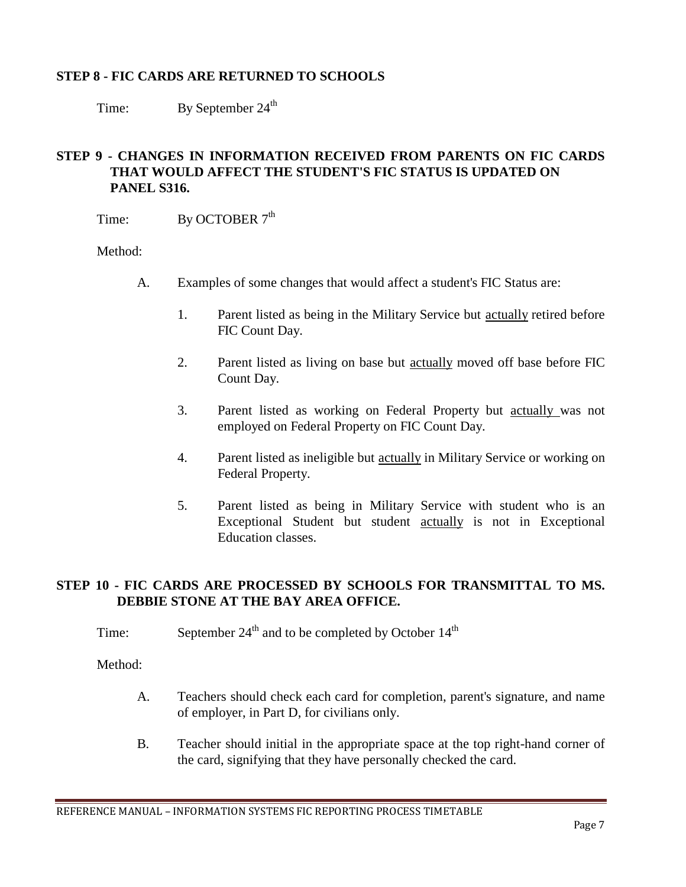**STEP 8 - FIC CARDS ARE RETURNED TO SCHOOLS**

Time: By September 24th

**STEP 9 - CHANGES IN INFORMATION RECEIVED FROM PARENTS ON FIC CARDS THAT WOULD AFFECT THE STUDENT'S FIC STATUS IS UPDATED ON PANEL S316.**

Time: By OCTOBER 7th

Method:

A. Examples of some changes that would affect a student's FIC Status are:

1. Parent listed as being in the Military Service but actually retired before FIC Count Day.

2. Parent listed as living on base but actually moved off base before FIC Count Day.

3. Parent listed as working on Federal Property but actually was not employed on Federal Property on FIC Count Day.

4. Parent listed as ineligible but actually in Military Service or working on Federal Property.

5. Parent listed as being in Military Service with student who is an Exceptional Student but student actually is not in Exceptional Education classes.

**STEP 10 - FIC CARDS ARE PROCESSED BY SCHOOLS FOR TRANSMITTAL TO MS. DEBBIE STONE AT THE BAY AREA OFFICE.**

Time: September 24th and to be completed by October 14th

Method:

A. Teachers should check each card for completion, parent's signature, and name of employer, in Part D, for civilians only.

B. Teacher should initial in the appropriate space at the top right-hand corner of the card, signifying that they have personally checked the card.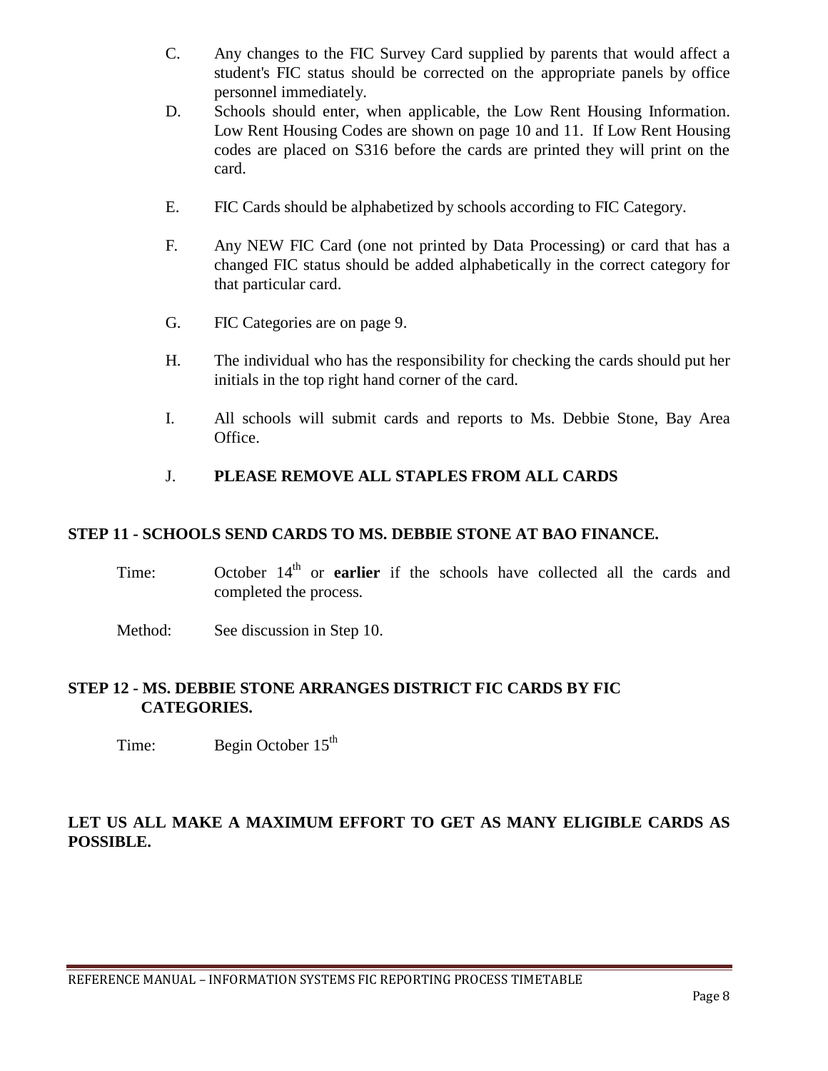C. Any changes to the FIC Survey Card supplied by parents that would affect a student's FIC status should be corrected on the appropriate panels by office personnel immediately.

D. Schools should enter, when applicable, the Low Rent Housing Information. Low Rent Housing Codes are shown on page 10 and 11. If Low Rent Housing codes are placed on S316 before the cards are printed they will print on the card.

E. FIC Cards should be alphabetized by schools according to FIC Category.

F. Any NEW FIC Card (one not printed by Data Processing) or card that has a changed FIC status should be added alphabetically in the correct category for that particular card.

G. FIC Categories are on page 9.

H. The individual who has the responsibility for checking the cards should put her initials in the top right hand corner of the card.

I. All schools will submit cards and reports to Ms. Debbie Stone, Bay Area Office.

J. **PLEASE REMOVE ALL STAPLES FROM ALL CARDS**

**STEP 11 - SCHOOLS SEND CARDS TO MS. DEBBIE STONE AT BAO FINANCE.**

Time: October 14th or **earlier** if the schools have collected all the cards and completed the process.

Method: See discussion in Step 10.

**STEP 12 - MS. DEBBIE STONE ARRANGES DISTRICT FIC CARDS BY FIC CATEGORIES.**

Time: Begin October 15th

**LET US ALL MAKE A MAXIMUM EFFORT TO GET AS MANY ELIGIBLE CARDS AS POSSIBLE.**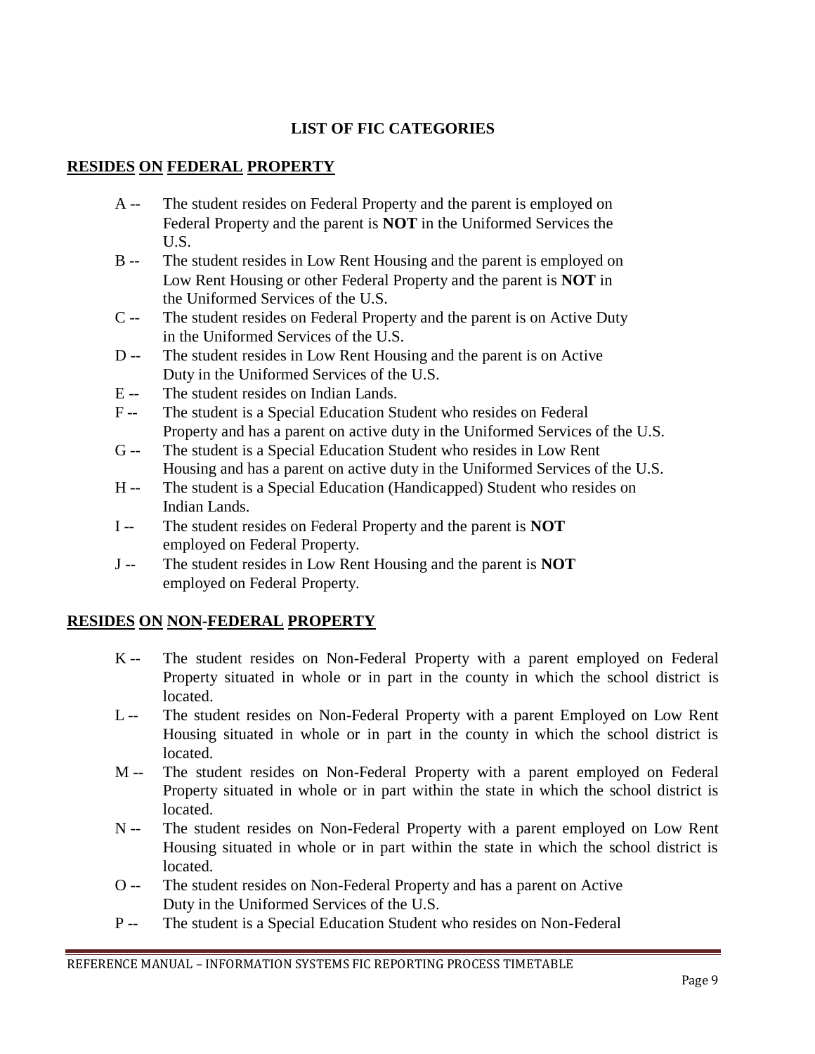## LIST OF FIC CATEGORIES

### RESIDES ON FEDERAL PROPERTY

- A -- The student resides on Federal Property and the parent is employed on Federal Property and the parent is **NOT** in the Uniformed Services the U.S.
- B -- The student resides in Low Rent Housing and the parent is employed on Low Rent Housing or other Federal Property and the parent is **NOT** in the Uniformed Services of the U.S.
- C -- The student resides on Federal Property and the parent is on Active Duty in the Uniformed Services of the U.S.
- D -- The student resides in Low Rent Housing and the parent is on Active Duty in the Uniformed Services of the U.S.
- E -- The student resides on Indian Lands.
- F -- The student is a Special Education Student who resides on Federal Property and has a parent on active duty in the Uniformed Services of the U.S.
- G -- The student is a Special Education Student who resides in Low Rent Housing and has a parent on active duty in the Uniformed Services of the U.S.
- H -- The student is a Special Education (Handicapped) Student who resides on Indian Lands.
- I -- The student resides on Federal Property and the parent is **NOT** employed on Federal Property.
- J -- The student resides in Low Rent Housing and the parent is **NOT** employed on Federal Property.

### RESIDES ON NON-FEDERAL PROPERTY

- K -- The student resides on Non-Federal Property with a parent employed on Federal Property situated in whole or in part in the county in which the school district is located.
- L -- The student resides on Non-Federal Property with a parent Employed on Low Rent Housing situated in whole or in part in the county in which the school district is located.
- M -- The student resides on Non-Federal Property with a parent employed on Federal Property situated in whole or in part within the state in which the school district is located.
- N -- The student resides on Non-Federal Property with a parent employed on Low Rent Housing situated in whole or in part within the state in which the school district is located.
- O -- The student resides on Non-Federal Property and has a parent on Active Duty in the Uniformed Services of the U.S.
- P -- The student is a Special Education Student who resides on Non-Federal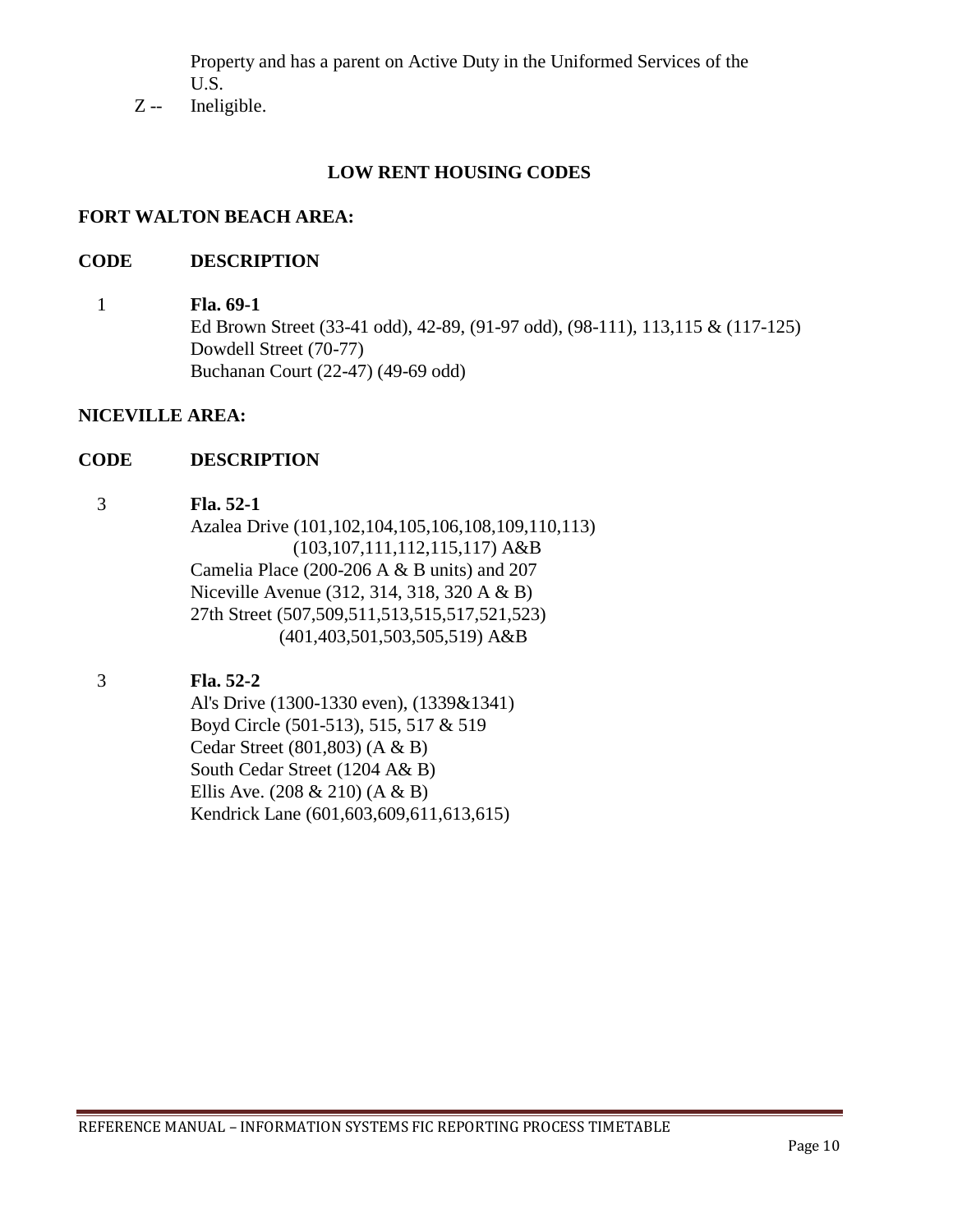Property and has a parent on Active Duty in the Uniformed Services of the U.S.

Z -- Ineligible.

## LOW RENT HOUSING CODES

**FORT WALTON BEACH AREA:**

| CODE | DESCRIPTION |
|---|---|
| 1 | **Fla. 69-1**<br>Ed Brown Street (33-41 odd), 42-89, (91-97 odd), (98-111), 113,115 & (117-125)<br>Dowdell Street (70-77)<br>Buchanan Court (22-47) (49-69 odd) |

**NICEVILLE AREA:**

| CODE | DESCRIPTION |
|---|---|
| 3 | **Fla. 52-1**<br>Azalea Drive (101,102,104,105,106,108,109,110,113)<br>(103,107,111,112,115,117) A&B<br>Camelia Place (200-206 A & B units) and 207<br>Niceville Avenue (312, 314, 318, 320 A & B)<br>27th Street (507,509,511,513,515,517,521,523)<br>(401,403,501,503,505,519) A&B |
| 3 | **Fla. 52-2**<br>Al's Drive (1300-1330 even), (1339&1341)<br>Boyd Circle (501-513), 515, 517 & 519<br>Cedar Street (801,803) (A & B)<br>South Cedar Street (1204 A& B)<br>Ellis Ave. (208 & 210) (A & B)<br>Kendrick Lane (601,603,609,611,613,615) |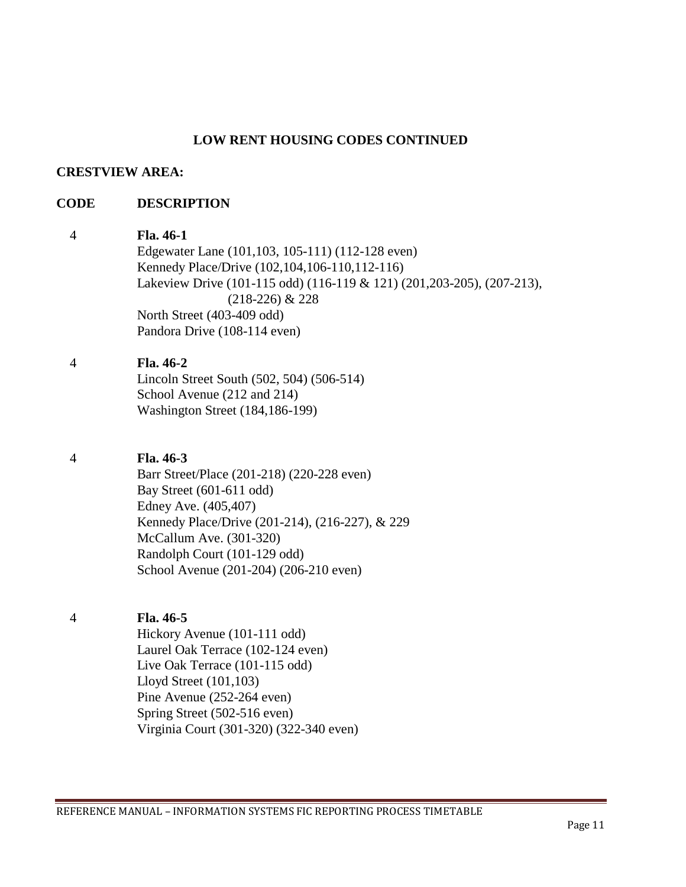## LOW RENT HOUSING CODES CONTINUED

**CRESTVIEW AREA:**

| CODE | DESCRIPTION |
|---|---|
| 4 | **Fla. 46-1**<br>Edgewater Lane (101,103, 105-111) (112-128 even)<br>Kennedy Place/Drive (102,104,106-110,112-116)<br>Lakeview Drive (101-115 odd) (116-119 & 121) (201,203-205), (207-213), (218-226) & 228<br>North Street (403-409 odd)<br>Pandora Drive (108-114 even) |
| 4 | **Fla. 46-2**<br>Lincoln Street South (502, 504) (506-514)<br>School Avenue (212 and 214)<br>Washington Street (184,186-199) |
| 4 | **Fla. 46-3**<br>Barr Street/Place (201-218) (220-228 even)<br>Bay Street (601-611 odd)<br>Edney Ave. (405,407)<br>Kennedy Place/Drive (201-214), (216-227), & 229<br>McCallum Ave. (301-320)<br>Randolph Court (101-129 odd)<br>School Avenue (201-204) (206-210 even) |
| 4 | **Fla. 46-5**<br>Hickory Avenue (101-111 odd)<br>Laurel Oak Terrace (102-124 even)<br>Live Oak Terrace (101-115 odd)<br>Lloyd Street (101,103)<br>Pine Avenue (252-264 even)<br>Spring Street (502-516 even)<br>Virginia Court (301-320) (322-340 even) |